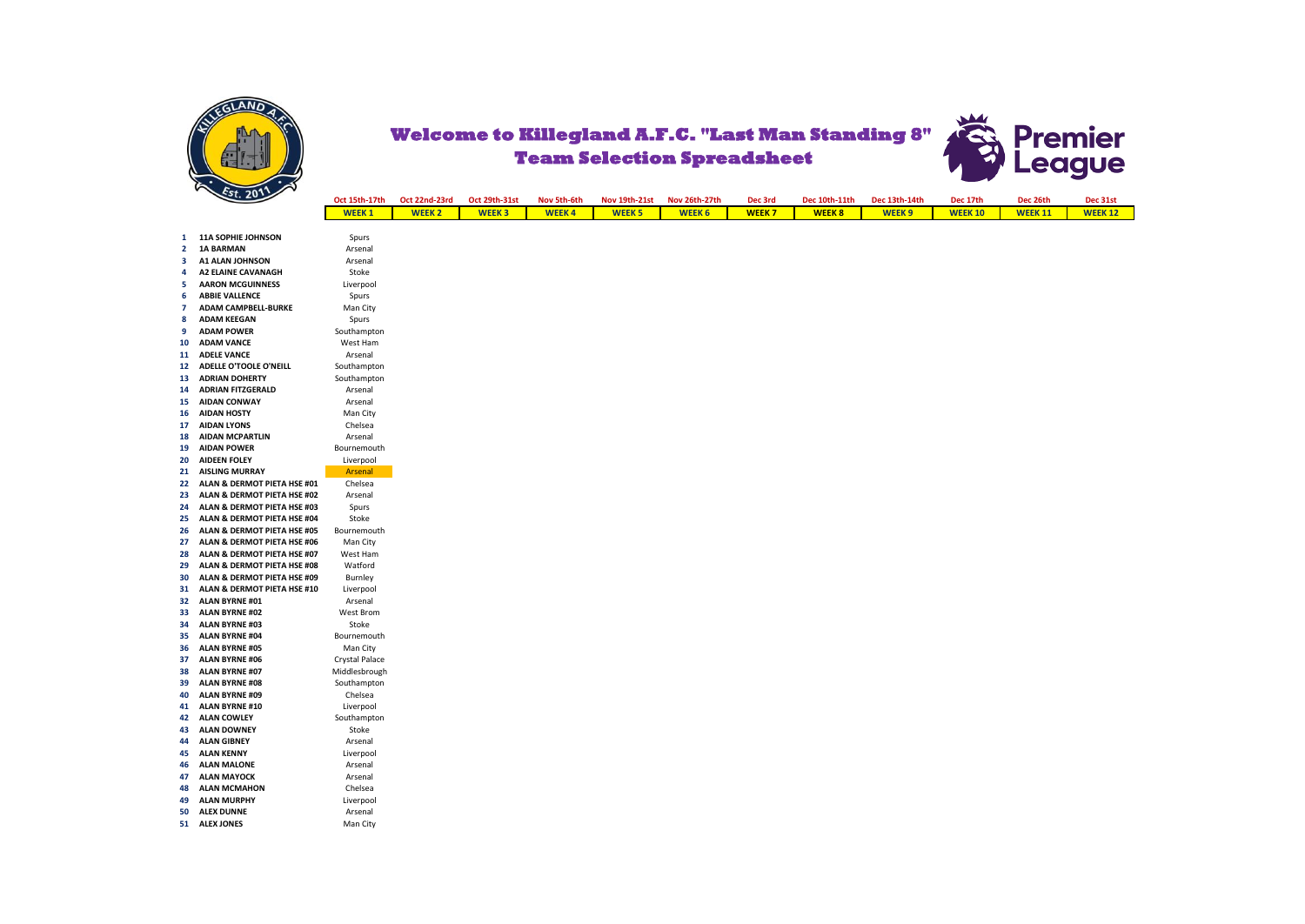# Welcome to Killegland A.F.C. "Last Man Standing 8"
## Team Selection Spreadsheet

| # | Name | Oct 15th-17th WEEK 1 | Oct 22nd-23rd WEEK 2 | Oct 29th-31st WEEK 3 | Nov 5th-6th WEEK 4 | Nov 19th-21st WEEK 5 | Nov 26th-27th WEEK 6 | Dec 3rd WEEK 7 | Dec 10th-11th WEEK 8 | Dec 13th-14th WEEK 9 | Dec 17th WEEK 10 | Dec 26th WEEK 11 | Dec 31st WEEK 12 |
|---|---|---|---|---|---|---|---|---|---|---|---|---|---|
| 1 | 11A SOPHIE JOHNSON | Spurs | | | | | | | | | | | |
| 2 | 1A BARMAN | Arsenal | | | | | | | | | | | |
| 3 | A1 ALAN JOHNSON | Arsenal | | | | | | | | | | | |
| 4 | A2 ELAINE CAVANAGH | Stoke | | | | | | | | | | | |
| 5 | AARON MCGUINNESS | Liverpool | | | | | | | | | | | |
| 6 | ABBIE VALLENCE | Spurs | | | | | | | | | | | |
| 7 | ADAM CAMPBELL-BURKE | Man City | | | | | | | | | | | |
| 8 | ADAM KEEGAN | Spurs | | | | | | | | | | | |
| 9 | ADAM POWER | Southampton | | | | | | | | | | | |
| 10 | ADAM VANCE | West Ham | | | | | | | | | | | |
| 11 | ADELE VANCE | Arsenal | | | | | | | | | | | |
| 12 | ADELLE O'TOOLE O'NEILL | Southampton | | | | | | | | | | | |
| 13 | ADRIAN DOHERTY | Southampton | | | | | | | | | | | |
| 14 | ADRIAN FITZGERALD | Arsenal | | | | | | | | | | | |
| 15 | AIDAN CONWAY | Arsenal | | | | | | | | | | | |
| 16 | AIDAN HOSTY | Man City | | | | | | | | | | | |
| 17 | AIDAN LYONS | Chelsea | | | | | | | | | | | |
| 18 | AIDAN MCPARTLIN | Arsenal | | | | | | | | | | | |
| 19 | AIDAN POWER | Bournemouth | | | | | | | | | | | |
| 20 | AIDEEN FOLEY | Liverpool | | | | | | | | | | | |
| 21 | AISLING MURRAY | Arsenal | | | | | | | | | | | |
| 22 | ALAN & DERMOT PIETA HSE #01 | Chelsea | | | | | | | | | | | |
| 23 | ALAN & DERMOT PIETA HSE #02 | Arsenal | | | | | | | | | | | |
| 24 | ALAN & DERMOT PIETA HSE #03 | Spurs | | | | | | | | | | | |
| 25 | ALAN & DERMOT PIETA HSE #04 | Stoke | | | | | | | | | | | |
| 26 | ALAN & DERMOT PIETA HSE #05 | Bournemouth | | | | | | | | | | | |
| 27 | ALAN & DERMOT PIETA HSE #06 | Man City | | | | | | | | | | | |
| 28 | ALAN & DERMOT PIETA HSE #07 | West Ham | | | | | | | | | | | |
| 29 | ALAN & DERMOT PIETA HSE #08 | Watford | | | | | | | | | | | |
| 30 | ALAN & DERMOT PIETA HSE #09 | Burnley | | | | | | | | | | | |
| 31 | ALAN & DERMOT PIETA HSE #10 | Liverpool | | | | | | | | | | | |
| 32 | ALAN BYRNE #01 | Arsenal | | | | | | | | | | | |
| 33 | ALAN BYRNE #02 | West Brom | | | | | | | | | | | |
| 34 | ALAN BYRNE #03 | Stoke | | | | | | | | | | | |
| 35 | ALAN BYRNE #04 | Bournemouth | | | | | | | | | | | |
| 36 | ALAN BYRNE #05 | Man City | | | | | | | | | | | |
| 37 | ALAN BYRNE #06 | Crystal Palace | | | | | | | | | | | |
| 38 | ALAN BYRNE #07 | Middlesbrough | | | | | | | | | | | |
| 39 | ALAN BYRNE #08 | Southampton | | | | | | | | | | | |
| 40 | ALAN BYRNE #09 | Chelsea | | | | | | | | | | | |
| 41 | ALAN BYRNE #10 | Liverpool | | | | | | | | | | | |
| 42 | ALAN COWLEY | Southampton | | | | | | | | | | | |
| 43 | ALAN DOWNEY | Stoke | | | | | | | | | | | |
| 44 | ALAN GIBNEY | Arsenal | | | | | | | | | | | |
| 45 | ALAN KENNY | Liverpool | | | | | | | | | | | |
| 46 | ALAN MALONE | Arsenal | | | | | | | | | | | |
| 47 | ALAN MAYOCK | Arsenal | | | | | | | | | | | |
| 48 | ALAN MCMAHON | Chelsea | | | | | | | | | | | |
| 49 | ALAN MURPHY | Liverpool | | | | | | | | | | | |
| 50 | ALEX DUNNE | Arsenal | | | | | | | | | | | |
| 51 | ALEX JONES | Man City | | | | | | | | | | | |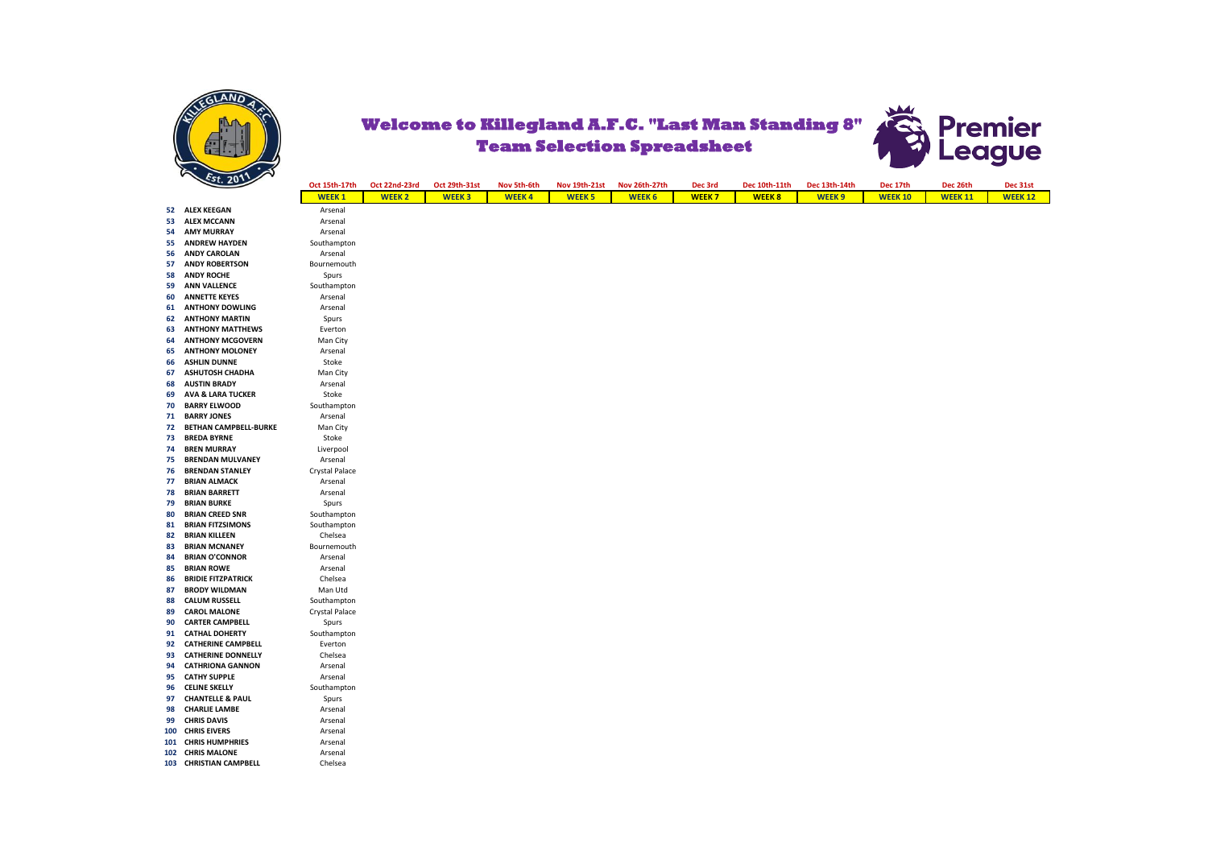# Welcome to Killegland A.F.C. "Last Man Standing 8"
## Team Selection Spreadsheet

| | | Oct 15th-17th | Oct 22nd-23rd | Oct 29th-31st | Nov 5th-6th | Nov 19th-21st | Nov 26th-27th | Dec 3rd | Dec 10th-11th | Dec 13th-14th | Dec 17th | Dec 26th | Dec 31st |
|---|---|---|---|---|---|---|---|---|---|---|---|---|---|
| | | WEEK 1 | WEEK 2 | WEEK 3 | WEEK 4 | WEEK 5 | WEEK 6 | WEEK 7 | WEEK 8 | WEEK 9 | WEEK 10 | WEEK 11 | WEEK 12 |
| 52 | ALEX KEEGAN | Arsenal | | | | | | | | | | | |
| 53 | ALEX MCCANN | Arsenal | | | | | | | | | | | |
| 54 | AMY MURRAY | Arsenal | | | | | | | | | | | |
| 55 | ANDREW HAYDEN | Southampton | | | | | | | | | | | |
| 56 | ANDY CAROLAN | Arsenal | | | | | | | | | | | |
| 57 | ANDY ROBERTSON | Bournemouth | | | | | | | | | | | |
| 58 | ANDY ROCHE | Spurs | | | | | | | | | | | |
| 59 | ANN VALLENCE | Southampton | | | | | | | | | | | |
| 60 | ANNETTE KEYES | Arsenal | | | | | | | | | | | |
| 61 | ANTHONY DOWLING | Arsenal | | | | | | | | | | | |
| 62 | ANTHONY MARTIN | Spurs | | | | | | | | | | | |
| 63 | ANTHONY MATTHEWS | Everton | | | | | | | | | | | |
| 64 | ANTHONY MCGOVERN | Man City | | | | | | | | | | | |
| 65 | ANTHONY MOLONEY | Arsenal | | | | | | | | | | | |
| 66 | ASHLIN DUNNE | Stoke | | | | | | | | | | | |
| 67 | ASHUTOSH CHADHA | Man City | | | | | | | | | | | |
| 68 | AUSTIN BRADY | Arsenal | | | | | | | | | | | |
| 69 | AVA & LARA TUCKER | Stoke | | | | | | | | | | | |
| 70 | BARRY ELWOOD | Southampton | | | | | | | | | | | |
| 71 | BARRY JONES | Arsenal | | | | | | | | | | | |
| 72 | BETHAN CAMPBELL-BURKE | Man City | | | | | | | | | | | |
| 73 | BREDA BYRNE | Stoke | | | | | | | | | | | |
| 74 | BREN MURRAY | Liverpool | | | | | | | | | | | |
| 75 | BRENDAN MULVANEY | Arsenal | | | | | | | | | | | |
| 76 | BRENDAN STANLEY | Crystal Palace | | | | | | | | | | | |
| 77 | BRIAN ALMACK | Arsenal | | | | | | | | | | | |
| 78 | BRIAN BARRETT | Arsenal | | | | | | | | | | | |
| 79 | BRIAN BURKE | Spurs | | | | | | | | | | | |
| 80 | BRIAN CREED SNR | Southampton | | | | | | | | | | | |
| 81 | BRIAN FITZSIMONS | Southampton | | | | | | | | | | | |
| 82 | BRIAN KILLEEN | Chelsea | | | | | | | | | | | |
| 83 | BRIAN MCNANEY | Bournemouth | | | | | | | | | | | |
| 84 | BRIAN O'CONNOR | Arsenal | | | | | | | | | | | |
| 85 | BRIAN ROWE | Arsenal | | | | | | | | | | | |
| 86 | BRIDIE FITZPATRICK | Chelsea | | | | | | | | | | | |
| 87 | BRODY WILDMAN | Man Utd | | | | | | | | | | | |
| 88 | CALUM RUSSELL | Southampton | | | | | | | | | | | |
| 89 | CAROL MALONE | Crystal Palace | | | | | | | | | | | |
| 90 | CARTER CAMPBELL | Spurs | | | | | | | | | | | |
| 91 | CATHAL DOHERTY | Southampton | | | | | | | | | | | |
| 92 | CATHERINE CAMPBELL | Everton | | | | | | | | | | | |
| 93 | CATHERINE DONNELLY | Chelsea | | | | | | | | | | | |
| 94 | CATHRIONA GANNON | Arsenal | | | | | | | | | | | |
| 95 | CATHY SUPPLE | Arsenal | | | | | | | | | | | |
| 96 | CELINE SKELLY | Southampton | | | | | | | | | | | |
| 97 | CHANTELLE & PAUL | Spurs | | | | | | | | | | | |
| 98 | CHARLIE LAMBE | Arsenal | | | | | | | | | | | |
| 99 | CHRIS DAVIS | Arsenal | | | | | | | | | | | |
| 100 | CHRIS EIVERS | Arsenal | | | | | | | | | | | |
| 101 | CHRIS HUMPHRIES | Arsenal | | | | | | | | | | | |
| 102 | CHRIS MALONE | Arsenal | | | | | | | | | | | |
| 103 | CHRISTIAN CAMPBELL | Chelsea | | | | | | | | | | | |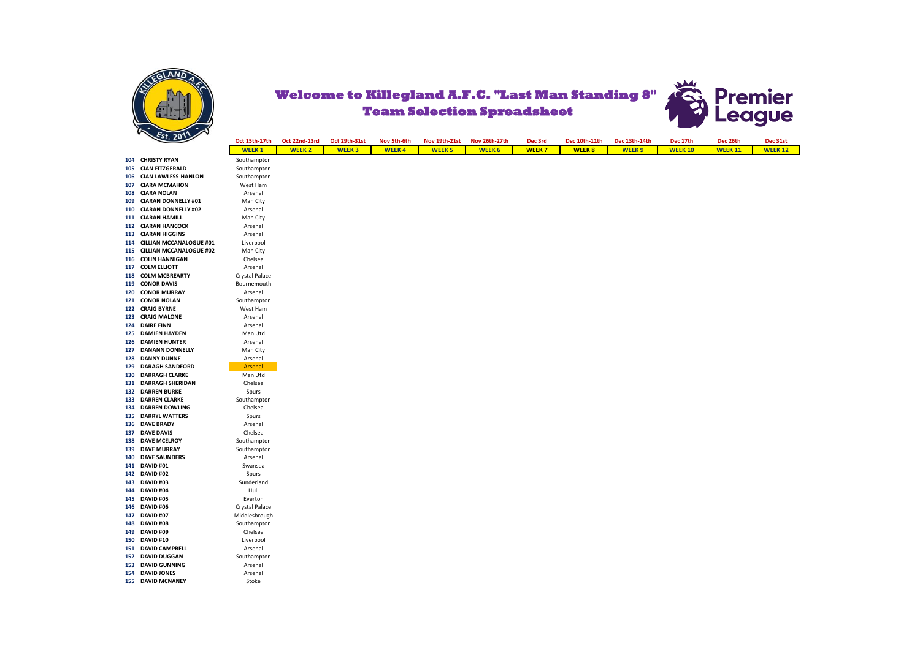# Welcome to Killegland A.F.C. "Last Man Standing 8"
## Team Selection Spreadsheet

| | | Oct 15th-17th | Oct 22nd-23rd | Oct 29th-31st | Nov 5th-6th | Nov 19th-21st | Nov 26th-27th | Dec 3rd | Dec 10th-11th | Dec 13th-14th | Dec 17th | Dec 26th | Dec 31st |
|---|---|---|---|---|---|---|---|---|---|---|---|---|---|
| | | WEEK 1 | WEEK 2 | WEEK 3 | WEEK 4 | WEEK 5 | WEEK 6 | WEEK 7 | WEEK 8 | WEEK 9 | WEEK 10 | WEEK 11 | WEEK 12 |
| 104 | CHRISTY RYAN | Southampton | | | | | | | | | | | |
| 105 | CIAN FITZGERALD | Southampton | | | | | | | | | | | |
| 106 | CIAN LAWLESS-HANLON | Southampton | | | | | | | | | | | |
| 107 | CIARA MCMAHON | West Ham | | | | | | | | | | | |
| 108 | CIARA NOLAN | Arsenal | | | | | | | | | | | |
| 109 | CIARAN DONNELLY #01 | Man City | | | | | | | | | | | |
| 110 | CIARAN DONNELLY #02 | Arsenal | | | | | | | | | | | |
| 111 | CIARAN HAMILL | Man City | | | | | | | | | | | |
| 112 | CIARAN HANCOCK | Arsenal | | | | | | | | | | | |
| 113 | CIARAN HIGGINS | Arsenal | | | | | | | | | | | |
| 114 | CILLIAN MCCANALOGUE #01 | Liverpool | | | | | | | | | | | |
| 115 | CILLIAN MCCANALOGUE #02 | Man City | | | | | | | | | | | |
| 116 | COLIN HANNIGAN | Chelsea | | | | | | | | | | | |
| 117 | COLM ELLIOTT | Arsenal | | | | | | | | | | | |
| 118 | COLM MCBREARTY | Crystal Palace | | | | | | | | | | | |
| 119 | CONOR DAVIS | Bournemouth | | | | | | | | | | | |
| 120 | CONOR MURRAY | Arsenal | | | | | | | | | | | |
| 121 | CONOR NOLAN | Southampton | | | | | | | | | | | |
| 122 | CRAIG BYRNE | West Ham | | | | | | | | | | | |
| 123 | CRAIG MALONE | Arsenal | | | | | | | | | | | |
| 124 | DAIRE FINN | Arsenal | | | | | | | | | | | |
| 125 | DAMIEN HAYDEN | Man Utd | | | | | | | | | | | |
| 126 | DAMIEN HUNTER | Arsenal | | | | | | | | | | | |
| 127 | DANANN DONNELLY | Man City | | | | | | | | | | | |
| 128 | DANNY DUNNE | Arsenal | | | | | | | | | | | |
| 129 | DARAGH SANDFORD | Arsenal | | | | | | | | | | | |
| 130 | DARRAGH CLARKE | Man Utd | | | | | | | | | | | |
| 131 | DARRAGH SHERIDAN | Chelsea | | | | | | | | | | | |
| 132 | DARREN BURKE | Spurs | | | | | | | | | | | |
| 133 | DARREN CLARKE | Southampton | | | | | | | | | | | |
| 134 | DARREN DOWLING | Chelsea | | | | | | | | | | | |
| 135 | DARRYL WATTERS | Spurs | | | | | | | | | | | |
| 136 | DAVE BRADY | Arsenal | | | | | | | | | | | |
| 137 | DAVE DAVIS | Chelsea | | | | | | | | | | | |
| 138 | DAVE MCELROY | Southampton | | | | | | | | | | | |
| 139 | DAVE MURRAY | Southampton | | | | | | | | | | | |
| 140 | DAVE SAUNDERS | Arsenal | | | | | | | | | | | |
| 141 | DAVID #01 | Swansea | | | | | | | | | | | |
| 142 | DAVID #02 | Spurs | | | | | | | | | | | |
| 143 | DAVID #03 | Sunderland | | | | | | | | | | | |
| 144 | DAVID #04 | Hull | | | | | | | | | | | |
| 145 | DAVID #05 | Everton | | | | | | | | | | | |
| 146 | DAVID #06 | Crystal Palace | | | | | | | | | | | |
| 147 | DAVID #07 | Middlesbrough | | | | | | | | | | | |
| 148 | DAVID #08 | Southampton | | | | | | | | | | | |
| 149 | DAVID #09 | Chelsea | | | | | | | | | | | |
| 150 | DAVID #10 | Liverpool | | | | | | | | | | | |
| 151 | DAVID CAMPBELL | Arsenal | | | | | | | | | | | |
| 152 | DAVID DUGGAN | Southampton | | | | | | | | | | | |
| 153 | DAVID GUNNING | Arsenal | | | | | | | | | | | |
| 154 | DAVID JONES | Arsenal | | | | | | | | | | | |
| 155 | DAVID MCNANEY | Stoke | | | | | | | | | | | |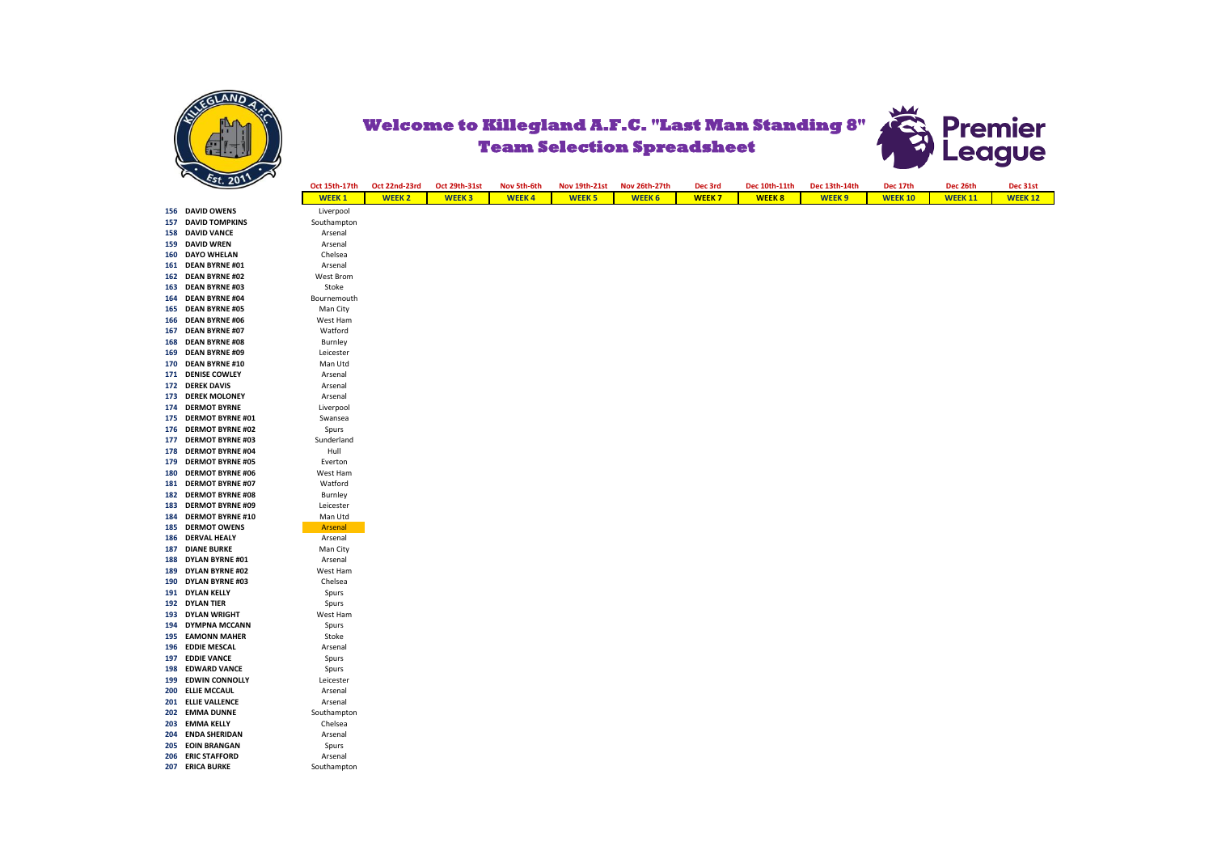# Welcome to Killegland A.F.C. "Last Man Standing 8" Team Selection Spreadsheet

| | | Oct 15th-17th | Oct 22nd-23rd | Oct 29th-31st | Nov 5th-6th | Nov 19th-21st | Nov 26th-27th | Dec 3rd | Dec 10th-11th | Dec 13th-14th | Dec 17th | Dec 26th | Dec 31st |
|---|---|---|---|---|---|---|---|---|---|---|---|---|---|
| | | WEEK 1 | WEEK 2 | WEEK 3 | WEEK 4 | WEEK 5 | WEEK 6 | WEEK 7 | WEEK 8 | WEEK 9 | WEEK 10 | WEEK 11 | WEEK 12 |
| 156 | DAVID OWENS | Liverpool | | | | | | | | | | | |
| 157 | DAVID TOMPKINS | Southampton | | | | | | | | | | | |
| 158 | DAVID VANCE | Arsenal | | | | | | | | | | | |
| 159 | DAVID WREN | Arsenal | | | | | | | | | | | |
| 160 | DAYO WHELAN | Chelsea | | | | | | | | | | | |
| 161 | DEAN BYRNE #01 | Arsenal | | | | | | | | | | | |
| 162 | DEAN BYRNE #02 | West Brom | | | | | | | | | | | |
| 163 | DEAN BYRNE #03 | Stoke | | | | | | | | | | | |
| 164 | DEAN BYRNE #04 | Bournemouth | | | | | | | | | | | |
| 165 | DEAN BYRNE #05 | Man City | | | | | | | | | | | |
| 166 | DEAN BYRNE #06 | West Ham | | | | | | | | | | | |
| 167 | DEAN BYRNE #07 | Watford | | | | | | | | | | | |
| 168 | DEAN BYRNE #08 | Burnley | | | | | | | | | | | |
| 169 | DEAN BYRNE #09 | Leicester | | | | | | | | | | | |
| 170 | DEAN BYRNE #10 | Man Utd | | | | | | | | | | | |
| 171 | DENISE COWLEY | Arsenal | | | | | | | | | | | |
| 172 | DEREK DAVIS | Arsenal | | | | | | | | | | | |
| 173 | DEREK MOLONEY | Arsenal | | | | | | | | | | | |
| 174 | DERMOT BYRNE | Liverpool | | | | | | | | | | | |
| 175 | DERMOT BYRNE #01 | Swansea | | | | | | | | | | | |
| 176 | DERMOT BYRNE #02 | Spurs | | | | | | | | | | | |
| 177 | DERMOT BYRNE #03 | Sunderland | | | | | | | | | | | |
| 178 | DERMOT BYRNE #04 | Hull | | | | | | | | | | | |
| 179 | DERMOT BYRNE #05 | Everton | | | | | | | | | | | |
| 180 | DERMOT BYRNE #06 | West Ham | | | | | | | | | | | |
| 181 | DERMOT BYRNE #07 | Watford | | | | | | | | | | | |
| 182 | DERMOT BYRNE #08 | Burnley | | | | | | | | | | | |
| 183 | DERMOT BYRNE #09 | Leicester | | | | | | | | | | | |
| 184 | DERMOT BYRNE #10 | Man Utd | | | | | | | | | | | |
| 185 | DERMOT OWENS | Arsenal | | | | | | | | | | | |
| 186 | DERVAL HEALY | Arsenal | | | | | | | | | | | |
| 187 | DIANE BURKE | Man City | | | | | | | | | | | |
| 188 | DYLAN BYRNE #01 | Arsenal | | | | | | | | | | | |
| 189 | DYLAN BYRNE #02 | West Ham | | | | | | | | | | | |
| 190 | DYLAN BYRNE #03 | Chelsea | | | | | | | | | | | |
| 191 | DYLAN KELLY | Spurs | | | | | | | | | | | |
| 192 | DYLAN TIER | Spurs | | | | | | | | | | | |
| 193 | DYLAN WRIGHT | West Ham | | | | | | | | | | | |
| 194 | DYMPNA MCCANN | Spurs | | | | | | | | | | | |
| 195 | EAMONN MAHER | Stoke | | | | | | | | | | | |
| 196 | EDDIE MESCAL | Arsenal | | | | | | | | | | | |
| 197 | EDDIE VANCE | Spurs | | | | | | | | | | | |
| 198 | EDWARD VANCE | Spurs | | | | | | | | | | | |
| 199 | EDWIN CONNOLLY | Leicester | | | | | | | | | | | |
| 200 | ELLIE MCCAUL | Arsenal | | | | | | | | | | | |
| 201 | ELLIE VALLENCE | Arsenal | | | | | | | | | | | |
| 202 | EMMA DUNNE | Southampton | | | | | | | | | | | |
| 203 | EMMA KELLY | Chelsea | | | | | | | | | | | |
| 204 | ENDA SHERIDAN | Arsenal | | | | | | | | | | | |
| 205 | EOIN BRANGAN | Spurs | | | | | | | | | | | |
| 206 | ERIC STAFFORD | Arsenal | | | | | | | | | | | |
| 207 | ERICA BURKE | Southampton | | | | | | | | | | | |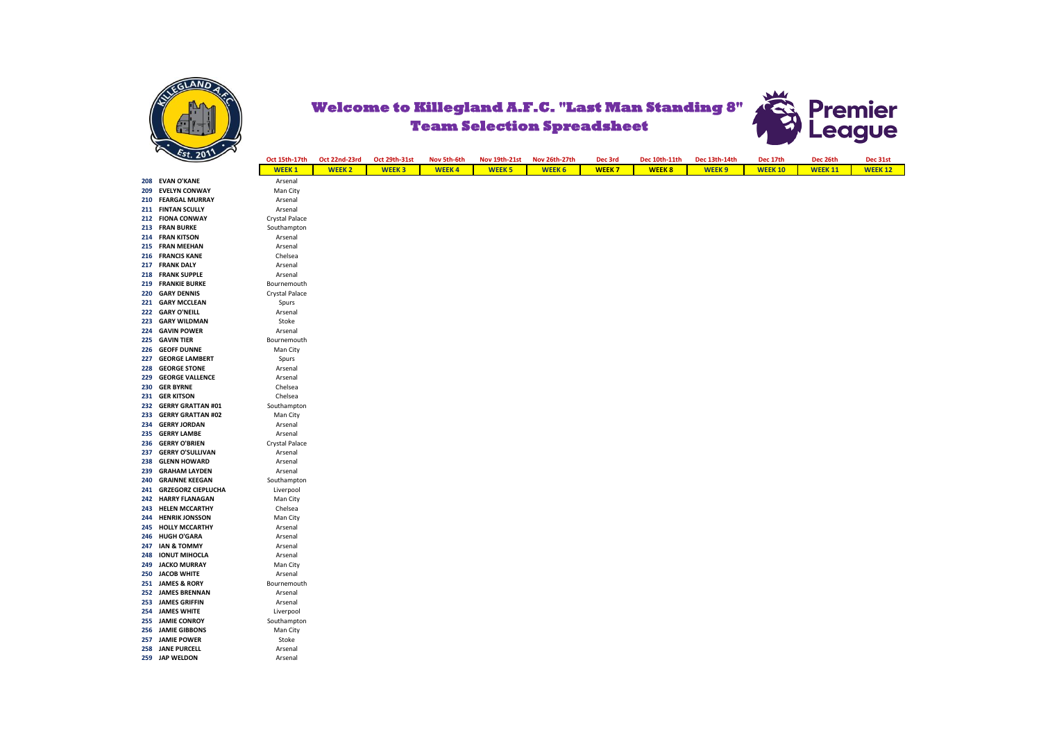# Welcome to Killegland A.F.C. "Last Man Standing 8"
## Team Selection Spreadsheet

| | | Oct 15th-17th | Oct 22nd-23rd | Oct 29th-31st | Nov 5th-6th | Nov 19th-21st | Nov 26th-27th | Dec 3rd | Dec 10th-11th | Dec 13th-14th | Dec 17th | Dec 26th | Dec 31st |
|---|---|---|---|---|---|---|---|---|---|---|---|---|---|
| | | WEEK 1 | WEEK 2 | WEEK 3 | WEEK 4 | WEEK 5 | WEEK 6 | WEEK 7 | WEEK 8 | WEEK 9 | WEEK 10 | WEEK 11 | WEEK 12 |
| 208 | EVAN O'KANE | Arsenal | | | | | | | | | | | |
| 209 | EVELYN CONWAY | Man City | | | | | | | | | | | |
| 210 | FEARGAL MURRAY | Arsenal | | | | | | | | | | | |
| 211 | FINTAN SCULLY | Arsenal | | | | | | | | | | | |
| 212 | FIONA CONWAY | Crystal Palace | | | | | | | | | | | |
| 213 | FRAN BURKE | Southampton | | | | | | | | | | | |
| 214 | FRAN KITSON | Arsenal | | | | | | | | | | | |
| 215 | FRAN MEEHAN | Arsenal | | | | | | | | | | | |
| 216 | FRANCIS KANE | Chelsea | | | | | | | | | | | |
| 217 | FRANK DALY | Arsenal | | | | | | | | | | | |
| 218 | FRANK SUPPLE | Arsenal | | | | | | | | | | | |
| 219 | FRANKIE BURKE | Bournemouth | | | | | | | | | | | |
| 220 | GARY DENNIS | Crystal Palace | | | | | | | | | | | |
| 221 | GARY MCCLEAN | Spurs | | | | | | | | | | | |
| 222 | GARY O'NEILL | Arsenal | | | | | | | | | | | |
| 223 | GARY WILDMAN | Stoke | | | | | | | | | | | |
| 224 | GAVIN POWER | Arsenal | | | | | | | | | | | |
| 225 | GAVIN TIER | Bournemouth | | | | | | | | | | | |
| 226 | GEOFF DUNNE | Man City | | | | | | | | | | | |
| 227 | GEORGE LAMBERT | Spurs | | | | | | | | | | | |
| 228 | GEORGE STONE | Arsenal | | | | | | | | | | | |
| 229 | GEORGE VALLENCE | Arsenal | | | | | | | | | | | |
| 230 | GER BYRNE | Chelsea | | | | | | | | | | | |
| 231 | GER KITSON | Chelsea | | | | | | | | | | | |
| 232 | GERRY GRATTAN #01 | Southampton | | | | | | | | | | | |
| 233 | GERRY GRATTAN #02 | Man City | | | | | | | | | | | |
| 234 | GERRY JORDAN | Arsenal | | | | | | | | | | | |
| 235 | GERRY LAMBE | Arsenal | | | | | | | | | | | |
| 236 | GERRY O'BRIEN | Crystal Palace | | | | | | | | | | | |
| 237 | GERRY O'SULLIVAN | Arsenal | | | | | | | | | | | |
| 238 | GLENN HOWARD | Arsenal | | | | | | | | | | | |
| 239 | GRAHAM LAYDEN | Arsenal | | | | | | | | | | | |
| 240 | GRAINNE KEEGAN | Southampton | | | | | | | | | | | |
| 241 | GRZEGORZ CIEPLUCHA | Liverpool | | | | | | | | | | | |
| 242 | HARRY FLANAGAN | Man City | | | | | | | | | | | |
| 243 | HELEN MCCARTHY | Chelsea | | | | | | | | | | | |
| 244 | HENRIK JONSSON | Man City | | | | | | | | | | | |
| 245 | HOLLY MCCARTHY | Arsenal | | | | | | | | | | | |
| 246 | HUGH O'GARA | Arsenal | | | | | | | | | | | |
| 247 | IAN & TOMMY | Arsenal | | | | | | | | | | | |
| 248 | IONUT MIHOCLA | Arsenal | | | | | | | | | | | |
| 249 | JACKO MURRAY | Man City | | | | | | | | | | | |
| 250 | JACOB WHITE | Arsenal | | | | | | | | | | | |
| 251 | JAMES & RORY | Bournemouth | | | | | | | | | | | |
| 252 | JAMES BRENNAN | Arsenal | | | | | | | | | | | |
| 253 | JAMES GRIFFIN | Arsenal | | | | | | | | | | | |
| 254 | JAMES WHITE | Liverpool | | | | | | | | | | | |
| 255 | JAMIE CONROY | Southampton | | | | | | | | | | | |
| 256 | JAMIE GIBBONS | Man City | | | | | | | | | | | |
| 257 | JAMIE POWER | Stoke | | | | | | | | | | | |
| 258 | JANE PURCELL | Arsenal | | | | | | | | | | | |
| 259 | JAP WELDON | Arsenal | | | | | | | | | | | |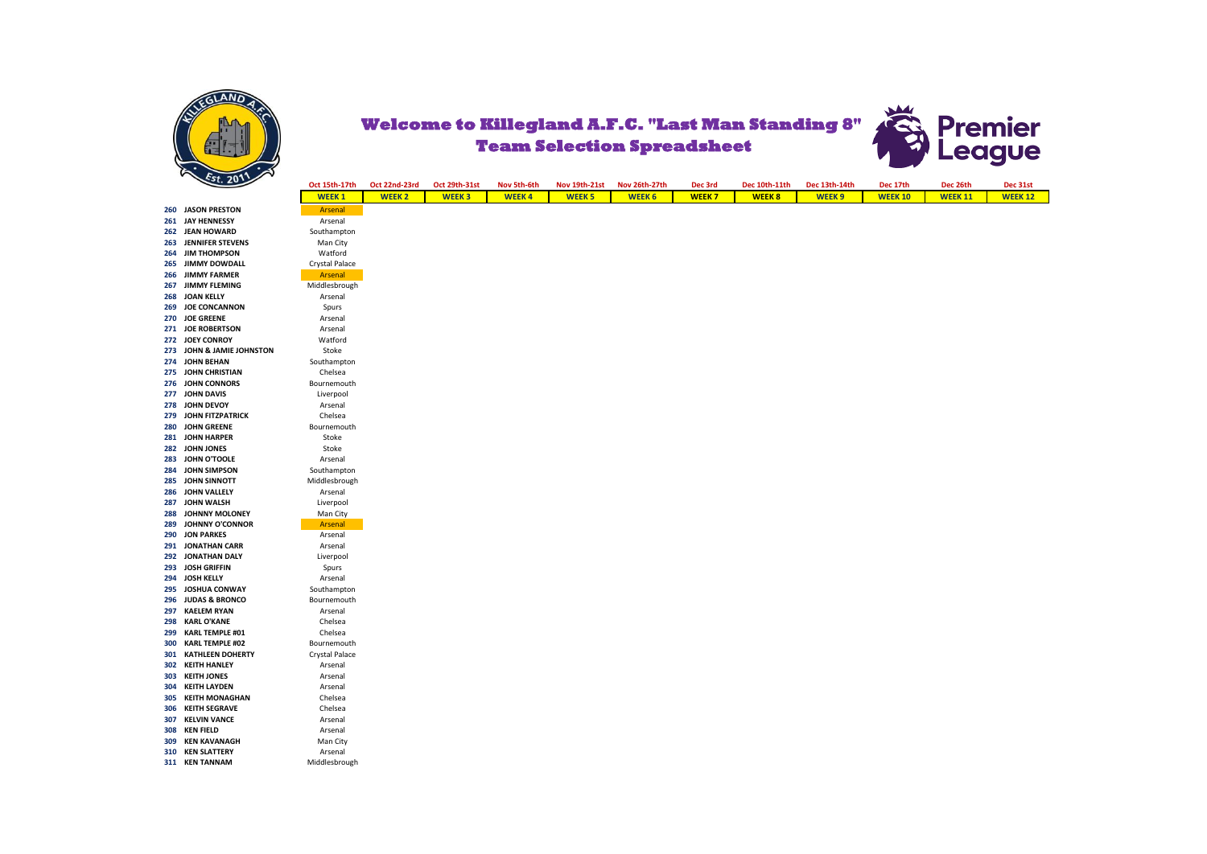# Welcome to Killegland A.F.C. "Last Man Standing 8"

## Team Selection Spreadsheet

| | | Oct 15th-17th | Oct 22nd-23rd | Oct 29th-31st | Nov 5th-6th | Nov 19th-21st | Nov 26th-27th | Dec 3rd | Dec 10th-11th | Dec 13th-14th | Dec 17th | Dec 26th | Dec 31st |
|---|---|---|---|---|---|---|---|---|---|---|---|---|---|
| | | WEEK 1 | WEEK 2 | WEEK 3 | WEEK 4 | WEEK 5 | WEEK 6 | WEEK 7 | WEEK 8 | WEEK 9 | WEEK 10 | WEEK 11 | WEEK 12 |
| 260 | JASON PRESTON | Arsenal | | | | | | | | | | | |
| 261 | JAY HENNESSY | Arsenal | | | | | | | | | | | |
| 262 | JEAN HOWARD | Southampton | | | | | | | | | | | |
| 263 | JENNIFER STEVENS | Man City | | | | | | | | | | | |
| 264 | JIM THOMPSON | Watford | | | | | | | | | | | |
| 265 | JIMMY DOWDALL | Crystal Palace | | | | | | | | | | | |
| 266 | JIMMY FARMER | Arsenal | | | | | | | | | | | |
| 267 | JIMMY FLEMING | Middlesbrough | | | | | | | | | | | |
| 268 | JOAN KELLY | Arsenal | | | | | | | | | | | |
| 269 | JOE CONCANNON | Spurs | | | | | | | | | | | |
| 270 | JOE GREENE | Arsenal | | | | | | | | | | | |
| 271 | JOE ROBERTSON | Arsenal | | | | | | | | | | | |
| 272 | JOEY CONROY | Watford | | | | | | | | | | | |
| 273 | JOHN & JAMIE JOHNSTON | Stoke | | | | | | | | | | | |
| 274 | JOHN BEHAN | Southampton | | | | | | | | | | | |
| 275 | JOHN CHRISTIAN | Chelsea | | | | | | | | | | | |
| 276 | JOHN CONNORS | Bournemouth | | | | | | | | | | | |
| 277 | JOHN DAVIS | Liverpool | | | | | | | | | | | |
| 278 | JOHN DEVOY | Arsenal | | | | | | | | | | | |
| 279 | JOHN FITZPATRICK | Chelsea | | | | | | | | | | | |
| 280 | JOHN GREENE | Bournemouth | | | | | | | | | | | |
| 281 | JOHN HARPER | Stoke | | | | | | | | | | | |
| 282 | JOHN JONES | Stoke | | | | | | | | | | | |
| 283 | JOHN O'TOOLE | Arsenal | | | | | | | | | | | |
| 284 | JOHN SIMPSON | Southampton | | | | | | | | | | | |
| 285 | JOHN SINNOTT | Middlesbrough | | | | | | | | | | | |
| 286 | JOHN VALLELY | Arsenal | | | | | | | | | | | |
| 287 | JOHN WALSH | Liverpool | | | | | | | | | | | |
| 288 | JOHNNY MOLONEY | Man City | | | | | | | | | | | |
| 289 | JOHNNY O'CONNOR | Arsenal | | | | | | | | | | | |
| 290 | JON PARKES | Arsenal | | | | | | | | | | | |
| 291 | JONATHAN CARR | Arsenal | | | | | | | | | | | |
| 292 | JONATHAN DALY | Liverpool | | | | | | | | | | | |
| 293 | JOSH GRIFFIN | Spurs | | | | | | | | | | | |
| 294 | JOSH KELLY | Arsenal | | | | | | | | | | | |
| 295 | JOSHUA CONWAY | Southampton | | | | | | | | | | | |
| 296 | JUDAS & BRONCO | Bournemouth | | | | | | | | | | | |
| 297 | KAELEM RYAN | Arsenal | | | | | | | | | | | |
| 298 | KARL O'KANE | Chelsea | | | | | | | | | | | |
| 299 | KARL TEMPLE #01 | Chelsea | | | | | | | | | | | |
| 300 | KARL TEMPLE #02 | Bournemouth | | | | | | | | | | | |
| 301 | KATHLEEN DOHERTY | Crystal Palace | | | | | | | | | | | |
| 302 | KEITH HANLEY | Arsenal | | | | | | | | | | | |
| 303 | KEITH JONES | Arsenal | | | | | | | | | | | |
| 304 | KEITH LAYDEN | Arsenal | | | | | | | | | | | |
| 305 | KEITH MONAGHAN | Chelsea | | | | | | | | | | | |
| 306 | KEITH SEGRAVE | Chelsea | | | | | | | | | | | |
| 307 | KELVIN VANCE | Arsenal | | | | | | | | | | | |
| 308 | KEN FIELD | Arsenal | | | | | | | | | | | |
| 309 | KEN KAVANAGH | Man City | | | | | | | | | | | |
| 310 | KEN SLATTERY | Arsenal | | | | | | | | | | | |
| 311 | KEN TANNAM | Middlesbrough | | | | | | | | | | | |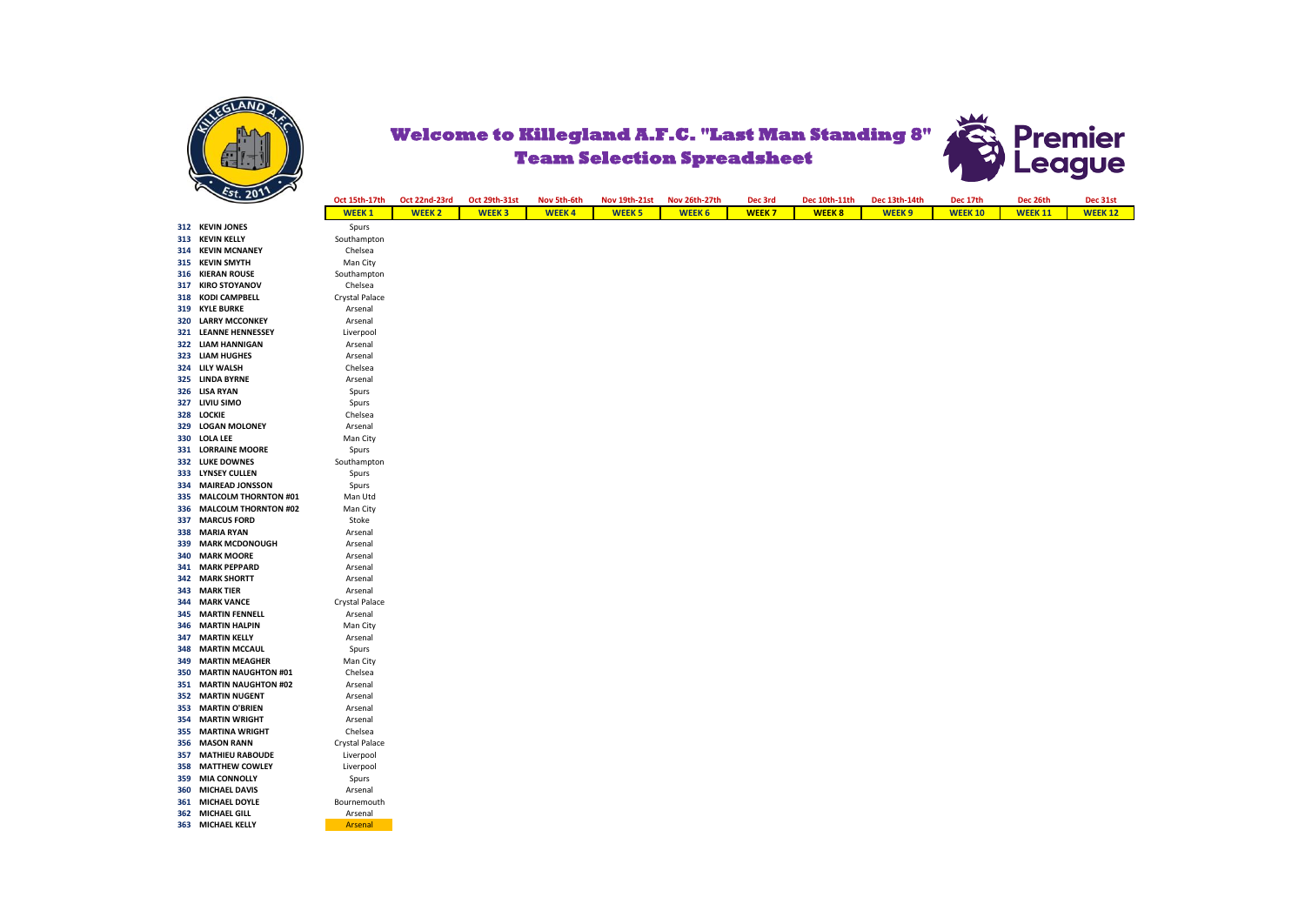# Welcome to Killegland A.F.C. "Last Man Standing 8"
## Team Selection Spreadsheet

| # | Name | Oct 15th-17th<br>WEEK 1 | Oct 22nd-23rd<br>WEEK 2 | Oct 29th-31st<br>WEEK 3 | Nov 5th-6th<br>WEEK 4 | Nov 19th-21st<br>WEEK 5 | Nov 26th-27th<br>WEEK 6 | Dec 3rd<br>WEEK 7 | Dec 10th-11th<br>WEEK 8 | Dec 13th-14th<br>WEEK 9 | Dec 17th<br>WEEK 10 | Dec 26th<br>WEEK 11 | Dec 31st<br>WEEK 12 |
|---|---|---|---|---|---|---|---|---|---|---|---|---|---|
| 312 | KEVIN JONES | Spurs | | | | | | | | | | | |
| 313 | KEVIN KELLY | Southampton | | | | | | | | | | | |
| 314 | KEVIN MCNANEY | Chelsea | | | | | | | | | | | |
| 315 | KEVIN SMYTH | Man City | | | | | | | | | | | |
| 316 | KIERAN ROUSE | Southampton | | | | | | | | | | | |
| 317 | KIRO STOYANOV | Chelsea | | | | | | | | | | | |
| 318 | KODI CAMPBELL | Crystal Palace | | | | | | | | | | | |
| 319 | KYLE BURKE | Arsenal | | | | | | | | | | | |
| 320 | LARRY MCCONKEY | Arsenal | | | | | | | | | | | |
| 321 | LEANNE HENNESSEY | Liverpool | | | | | | | | | | | |
| 322 | LIAM HANNIGAN | Arsenal | | | | | | | | | | | |
| 323 | LIAM HUGHES | Arsenal | | | | | | | | | | | |
| 324 | LILY WALSH | Chelsea | | | | | | | | | | | |
| 325 | LINDA BYRNE | Arsenal | | | | | | | | | | | |
| 326 | LISA RYAN | Spurs | | | | | | | | | | | |
| 327 | LIVIU SIMO | Spurs | | | | | | | | | | | |
| 328 | LOCKIE | Chelsea | | | | | | | | | | | |
| 329 | LOGAN MOLONEY | Arsenal | | | | | | | | | | | |
| 330 | LOLA LEE | Man City | | | | | | | | | | | |
| 331 | LORRAINE MOORE | Spurs | | | | | | | | | | | |
| 332 | LUKE DOWNES | Southampton | | | | | | | | | | | |
| 333 | LYNSEY CULLEN | Spurs | | | | | | | | | | | |
| 334 | MAIREAD JONSSON | Spurs | | | | | | | | | | | |
| 335 | MALCOLM THORNTON #01 | Man Utd | | | | | | | | | | | |
| 336 | MALCOLM THORNTON #02 | Man City | | | | | | | | | | | |
| 337 | MARCUS FORD | Stoke | | | | | | | | | | | |
| 338 | MARIA RYAN | Arsenal | | | | | | | | | | | |
| 339 | MARK MCDONOUGH | Arsenal | | | | | | | | | | | |
| 340 | MARK MOORE | Arsenal | | | | | | | | | | | |
| 341 | MARK PEPPARD | Arsenal | | | | | | | | | | | |
| 342 | MARK SHORTT | Arsenal | | | | | | | | | | | |
| 343 | MARK TIER | Arsenal | | | | | | | | | | | |
| 344 | MARK VANCE | Crystal Palace | | | | | | | | | | | |
| 345 | MARTIN FENNELL | Arsenal | | | | | | | | | | | |
| 346 | MARTIN HALPIN | Man City | | | | | | | | | | | |
| 347 | MARTIN KELLY | Arsenal | | | | | | | | | | | |
| 348 | MARTIN MCCAUL | Spurs | | | | | | | | | | | |
| 349 | MARTIN MEAGHER | Man City | | | | | | | | | | | |
| 350 | MARTIN NAUGHTON #01 | Chelsea | | | | | | | | | | | |
| 351 | MARTIN NAUGHTON #02 | Arsenal | | | | | | | | | | | |
| 352 | MARTIN NUGENT | Arsenal | | | | | | | | | | | |
| 353 | MARTIN O'BRIEN | Arsenal | | | | | | | | | | | |
| 354 | MARTIN WRIGHT | Arsenal | | | | | | | | | | | |
| 355 | MARTINA WRIGHT | Chelsea | | | | | | | | | | | |
| 356 | MASON RANN | Crystal Palace | | | | | | | | | | | |
| 357 | MATHIEU RABOUDE | Liverpool | | | | | | | | | | | |
| 358 | MATTHEW COWLEY | Liverpool | | | | | | | | | | | |
| 359 | MIA CONNOLLY | Spurs | | | | | | | | | | | |
| 360 | MICHAEL DAVIS | Arsenal | | | | | | | | | | | |
| 361 | MICHAEL DOYLE | Bournemouth | | | | | | | | | | | |
| 362 | MICHAEL GILL | Arsenal | | | | | | | | | | | |
| 363 | MICHAEL KELLY | Arsenal | | | | | | | | | | | |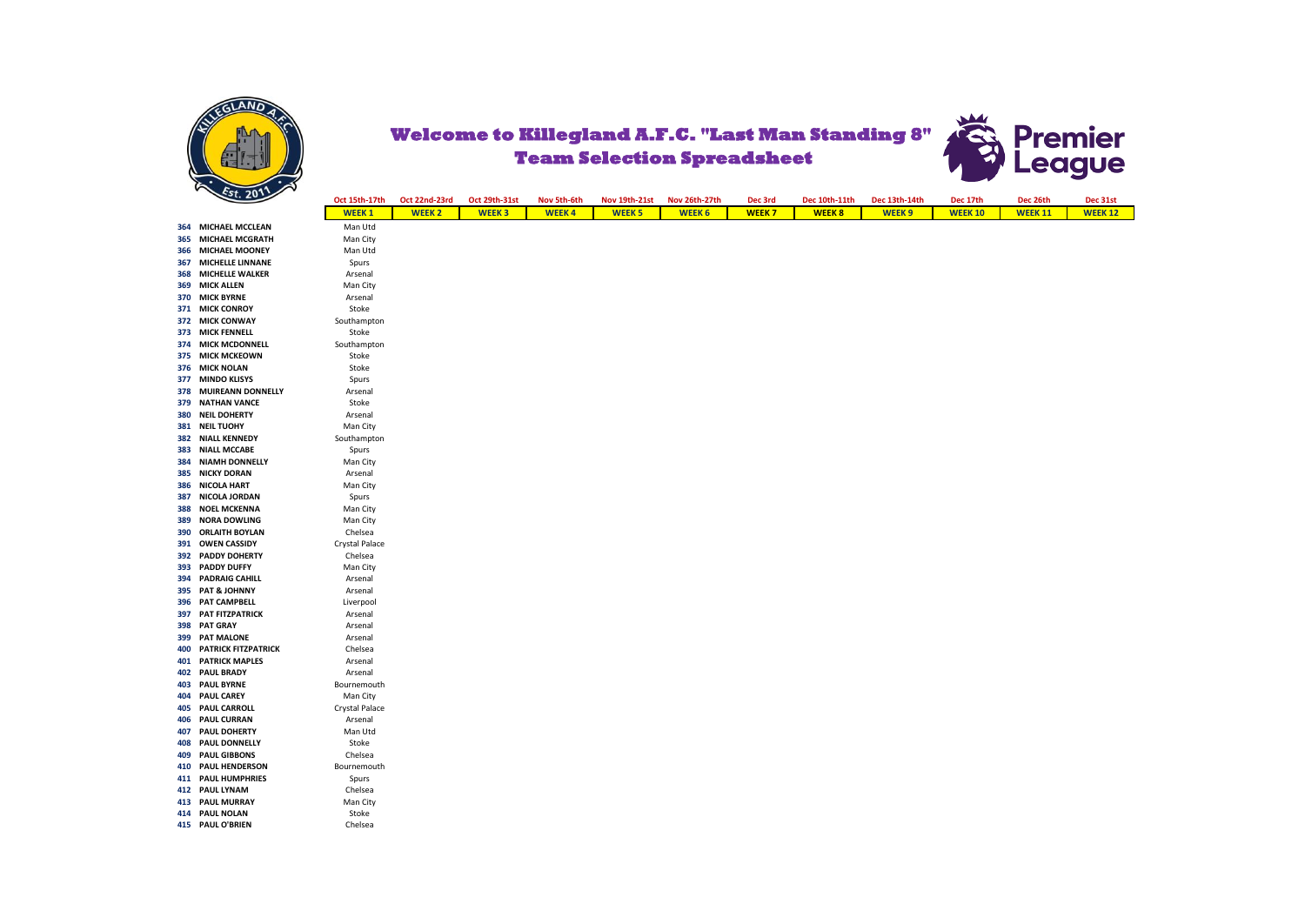# Welcome to Killegland A.F.C. "Last Man Standing 8"
## Team Selection Spreadsheet

| | | Oct 15th-17th | Oct 22nd-23rd | Oct 29th-31st | Nov 5th-6th | Nov 19th-21st | Nov 26th-27th | Dec 3rd | Dec 10th-11th | Dec 13th-14th | Dec 17th | Dec 26th | Dec 31st |
|---|---|---|---|---|---|---|---|---|---|---|---|---|---|
| | | **WEEK 1** | **WEEK 2** | **WEEK 3** | **WEEK 4** | **WEEK 5** | **WEEK 6** | **WEEK 7** | **WEEK 8** | **WEEK 9** | **WEEK 10** | **WEEK 11** | **WEEK 12** |
| **364** | **MICHAEL MCCLEAN** | Man Utd | | | | | | | | | | | |
| **365** | **MICHAEL MCGRATH** | Man City | | | | | | | | | | | |
| **366** | **MICHAEL MOONEY** | Man Utd | | | | | | | | | | | |
| **367** | **MICHELLE LINNANE** | Spurs | | | | | | | | | | | |
| **368** | **MICHELLE WALKER** | Arsenal | | | | | | | | | | | |
| **369** | **MICK ALLEN** | Man City | | | | | | | | | | | |
| **370** | **MICK BYRNE** | Arsenal | | | | | | | | | | | |
| **371** | **MICK CONROY** | Stoke | | | | | | | | | | | |
| **372** | **MICK CONWAY** | Southampton | | | | | | | | | | | |
| **373** | **MICK FENNELL** | Stoke | | | | | | | | | | | |
| **374** | **MICK MCDONNELL** | Southampton | | | | | | | | | | | |
| **375** | **MICK MCKEOWN** | Stoke | | | | | | | | | | | |
| **376** | **MICK NOLAN** | Stoke | | | | | | | | | | | |
| **377** | **MINDO KLISYS** | Spurs | | | | | | | | | | | |
| **378** | **MUIREANN DONNELLY** | Arsenal | | | | | | | | | | | |
| **379** | **NATHAN VANCE** | Stoke | | | | | | | | | | | |
| **380** | **NEIL DOHERTY** | Arsenal | | | | | | | | | | | |
| **381** | **NEIL TUOHY** | Man City | | | | | | | | | | | |
| **382** | **NIALL KENNEDY** | Southampton | | | | | | | | | | | |
| **383** | **NIALL MCCABE** | Spurs | | | | | | | | | | | |
| **384** | **NIAMH DONNELLY** | Man City | | | | | | | | | | | |
| **385** | **NICKY DORAN** | Arsenal | | | | | | | | | | | |
| **386** | **NICOLA HART** | Man City | | | | | | | | | | | |
| **387** | **NICOLA JORDAN** | Spurs | | | | | | | | | | | |
| **388** | **NOEL MCKENNA** | Man City | | | | | | | | | | | |
| **389** | **NORA DOWLING** | Man City | | | | | | | | | | | |
| **390** | **ORLAITH BOYLAN** | Chelsea | | | | | | | | | | | |
| **391** | **OWEN CASSIDY** | Crystal Palace | | | | | | | | | | | |
| **392** | **PADDY DOHERTY** | Chelsea | | | | | | | | | | | |
| **393** | **PADDY DUFFY** | Man City | | | | | | | | | | | |
| **394** | **PADRAIG CAHILL** | Arsenal | | | | | | | | | | | |
| **395** | **PAT & JOHNNY** | Arsenal | | | | | | | | | | | |
| **396** | **PAT CAMPBELL** | Liverpool | | | | | | | | | | | |
| **397** | **PAT FITZPATRICK** | Arsenal | | | | | | | | | | | |
| **398** | **PAT GRAY** | Arsenal | | | | | | | | | | | |
| **399** | **PAT MALONE** | Arsenal | | | | | | | | | | | |
| **400** | **PATRICK FITZPATRICK** | Chelsea | | | | | | | | | | | |
| **401** | **PATRICK MAPLES** | Arsenal | | | | | | | | | | | |
| **402** | **PAUL BRADY** | Arsenal | | | | | | | | | | | |
| **403** | **PAUL BYRNE** | Bournemouth | | | | | | | | | | | |
| **404** | **PAUL CAREY** | Man City | | | | | | | | | | | |
| **405** | **PAUL CARROLL** | Crystal Palace | | | | | | | | | | | |
| **406** | **PAUL CURRAN** | Arsenal | | | | | | | | | | | |
| **407** | **PAUL DOHERTY** | Man Utd | | | | | | | | | | | |
| **408** | **PAUL DONNELLY** | Stoke | | | | | | | | | | | |
| **409** | **PAUL GIBBONS** | Chelsea | | | | | | | | | | | |
| **410** | **PAUL HENDERSON** | Bournemouth | | | | | | | | | | | |
| **411** | **PAUL HUMPHRIES** | Spurs | | | | | | | | | | | |
| **412** | **PAUL LYNAM** | Chelsea | | | | | | | | | | | |
| **413** | **PAUL MURRAY** | Man City | | | | | | | | | | | |
| **414** | **PAUL NOLAN** | Stoke | | | | | | | | | | | |
| **415** | **PAUL O'BRIEN** | Chelsea | | | | | | | | | | | |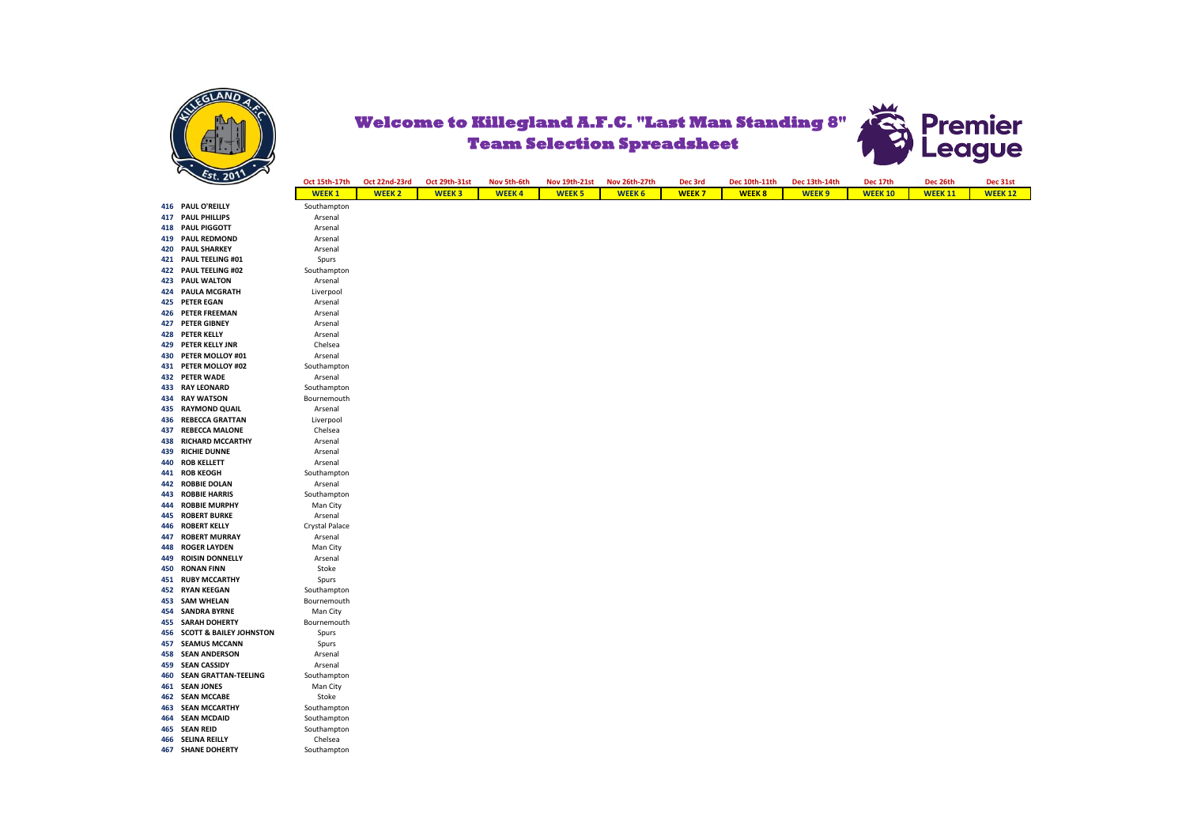# Welcome to Killegland A.F.C. "Last Man Standing 8"
## Team Selection Spreadsheet

| | | Oct 15th-17th | Oct 22nd-23rd | Oct 29th-31st | Nov 5th-6th | Nov 19th-21st | Nov 26th-27th | Dec 3rd | Dec 10th-11th | Dec 13th-14th | Dec 17th | Dec 26th | Dec 31st |
|---|---|---|---|---|---|---|---|---|---|---|---|---|---|
| | | WEEK 1 | WEEK 2 | WEEK 3 | WEEK 4 | WEEK 5 | WEEK 6 | WEEK 7 | WEEK 8 | WEEK 9 | WEEK 10 | WEEK 11 | WEEK 12 |
| 416 | PAUL O'REILLY | Southampton | | | | | | | | | | | |
| 417 | PAUL PHILLIPS | Arsenal | | | | | | | | | | | |
| 418 | PAUL PIGGOTT | Arsenal | | | | | | | | | | | |
| 419 | PAUL REDMOND | Arsenal | | | | | | | | | | | |
| 420 | PAUL SHARKEY | Arsenal | | | | | | | | | | | |
| 421 | PAUL TEELING #01 | Spurs | | | | | | | | | | | |
| 422 | PAUL TEELING #02 | Southampton | | | | | | | | | | | |
| 423 | PAUL WALTON | Arsenal | | | | | | | | | | | |
| 424 | PAULA MCGRATH | Liverpool | | | | | | | | | | | |
| 425 | PETER EGAN | Arsenal | | | | | | | | | | | |
| 426 | PETER FREEMAN | Arsenal | | | | | | | | | | | |
| 427 | PETER GIBNEY | Arsenal | | | | | | | | | | | |
| 428 | PETER KELLY | Arsenal | | | | | | | | | | | |
| 429 | PETER KELLY JNR | Chelsea | | | | | | | | | | | |
| 430 | PETER MOLLOY #01 | Arsenal | | | | | | | | | | | |
| 431 | PETER MOLLOY #02 | Southampton | | | | | | | | | | | |
| 432 | PETER WADE | Arsenal | | | | | | | | | | | |
| 433 | RAY LEONARD | Southampton | | | | | | | | | | | |
| 434 | RAY WATSON | Bournemouth | | | | | | | | | | | |
| 435 | RAYMOND QUAIL | Arsenal | | | | | | | | | | | |
| 436 | REBECCA GRATTAN | Liverpool | | | | | | | | | | | |
| 437 | REBECCA MALONE | Chelsea | | | | | | | | | | | |
| 438 | RICHARD MCCARTHY | Arsenal | | | | | | | | | | | |
| 439 | RICHIE DUNNE | Arsenal | | | | | | | | | | | |
| 440 | ROB KELLETT | Arsenal | | | | | | | | | | | |
| 441 | ROB KEOGH | Southampton | | | | | | | | | | | |
| 442 | ROBBIE DOLAN | Arsenal | | | | | | | | | | | |
| 443 | ROBBIE HARRIS | Southampton | | | | | | | | | | | |
| 444 | ROBBIE MURPHY | Man City | | | | | | | | | | | |
| 445 | ROBERT BURKE | Arsenal | | | | | | | | | | | |
| 446 | ROBERT KELLY | Crystal Palace | | | | | | | | | | | |
| 447 | ROBERT MURRAY | Arsenal | | | | | | | | | | | |
| 448 | ROGER LAYDEN | Man City | | | | | | | | | | | |
| 449 | ROISIN DONNELLY | Arsenal | | | | | | | | | | | |
| 450 | RONAN FINN | Stoke | | | | | | | | | | | |
| 451 | RUBY MCCARTHY | Spurs | | | | | | | | | | | |
| 452 | RYAN KEEGAN | Southampton | | | | | | | | | | | |
| 453 | SAM WHELAN | Bournemouth | | | | | | | | | | | |
| 454 | SANDRA BYRNE | Man City | | | | | | | | | | | |
| 455 | SARAH DOHERTY | Bournemouth | | | | | | | | | | | |
| 456 | SCOTT & BAILEY JOHNSTON | Spurs | | | | | | | | | | | |
| 457 | SEAMUS MCCANN | Spurs | | | | | | | | | | | |
| 458 | SEAN ANDERSON | Arsenal | | | | | | | | | | | |
| 459 | SEAN CASSIDY | Arsenal | | | | | | | | | | | |
| 460 | SEAN GRATTAN-TEELING | Southampton | | | | | | | | | | | |
| 461 | SEAN JONES | Man City | | | | | | | | | | | |
| 462 | SEAN MCCABE | Stoke | | | | | | | | | | | |
| 463 | SEAN MCCARTHY | Southampton | | | | | | | | | | | |
| 464 | SEAN MCDAID | Southampton | | | | | | | | | | | |
| 465 | SEAN REID | Southampton | | | | | | | | | | | |
| 466 | SELINA REILLY | Chelsea | | | | | | | | | | | |
| 467 | SHANE DOHERTY | Southampton | | | | | | | | | | | |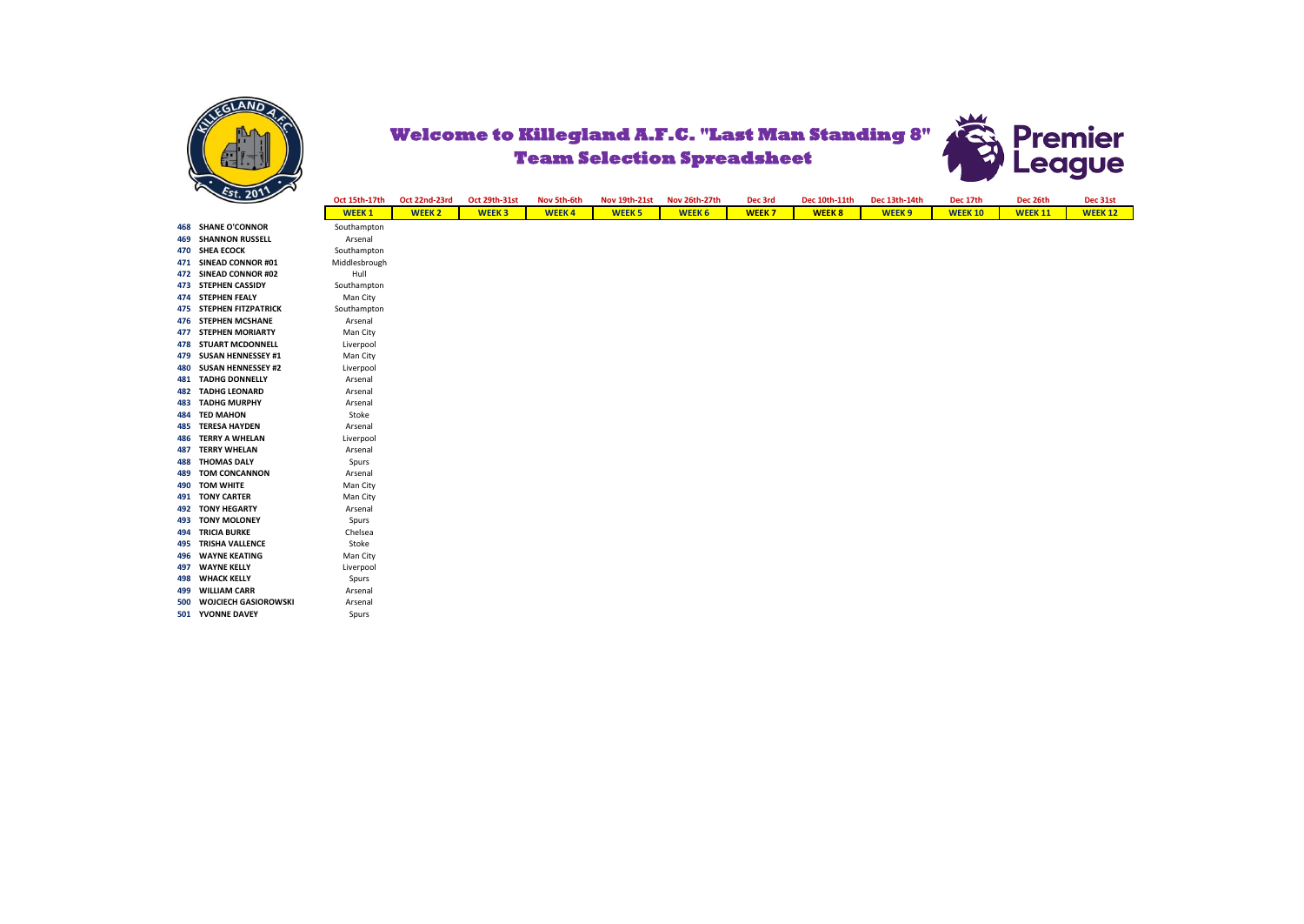# Welcome to Killegland A.F.C. "Last Man Standing 8"
## Team Selection Spreadsheet

| | | Oct 15th-17th | Oct 22nd-23rd | Oct 29th-31st | Nov 5th-6th | Nov 19th-21st | Nov 26th-27th | Dec 3rd | Dec 10th-11th | Dec 13th-14th | Dec 17th | Dec 26th | Dec 31st |
|---|---|---|---|---|---|---|---|---|---|---|---|---|---|
| | | WEEK 1 | WEEK 2 | WEEK 3 | WEEK 4 | WEEK 5 | WEEK 6 | WEEK 7 | WEEK 8 | WEEK 9 | WEEK 10 | WEEK 11 | WEEK 12 |
| 468 | SHANE O'CONNOR | Southampton | | | | | | | | | | | |
| 469 | SHANNON RUSSELL | Arsenal | | | | | | | | | | | |
| 470 | SHEA ECOCK | Southampton | | | | | | | | | | | |
| 471 | SINEAD CONNOR #01 | Middlesbrough | | | | | | | | | | | |
| 472 | SINEAD CONNOR #02 | Hull | | | | | | | | | | | |
| 473 | STEPHEN CASSIDY | Southampton | | | | | | | | | | | |
| 474 | STEPHEN FEALY | Man City | | | | | | | | | | | |
| 475 | STEPHEN FITZPATRICK | Southampton | | | | | | | | | | | |
| 476 | STEPHEN MCSHANE | Arsenal | | | | | | | | | | | |
| 477 | STEPHEN MORIARTY | Man City | | | | | | | | | | | |
| 478 | STUART MCDONNELL | Liverpool | | | | | | | | | | | |
| 479 | SUSAN HENNESSEY #1 | Man City | | | | | | | | | | | |
| 480 | SUSAN HENNESSEY #2 | Liverpool | | | | | | | | | | | |
| 481 | TADHG DONNELLY | Arsenal | | | | | | | | | | | |
| 482 | TADHG LEONARD | Arsenal | | | | | | | | | | | |
| 483 | TADHG MURPHY | Arsenal | | | | | | | | | | | |
| 484 | TED MAHON | Stoke | | | | | | | | | | | |
| 485 | TERESA HAYDEN | Arsenal | | | | | | | | | | | |
| 486 | TERRY A WHELAN | Liverpool | | | | | | | | | | | |
| 487 | TERRY WHELAN | Arsenal | | | | | | | | | | | |
| 488 | THOMAS DALY | Spurs | | | | | | | | | | | |
| 489 | TOM CONCANNON | Arsenal | | | | | | | | | | | |
| 490 | TOM WHITE | Man City | | | | | | | | | | | |
| 491 | TONY CARTER | Man City | | | | | | | | | | | |
| 492 | TONY HEGARTY | Arsenal | | | | | | | | | | | |
| 493 | TONY MOLONEY | Spurs | | | | | | | | | | | |
| 494 | TRICIA BURKE | Chelsea | | | | | | | | | | | |
| 495 | TRISHA VALLENCE | Stoke | | | | | | | | | | | |
| 496 | WAYNE KEATING | Man City | | | | | | | | | | | |
| 497 | WAYNE KELLY | Liverpool | | | | | | | | | | | |
| 498 | WHACK KELLY | Spurs | | | | | | | | | | | |
| 499 | WILLIAM CARR | Arsenal | | | | | | | | | | | |
| 500 | WOJCIECH GASIOROWSKI | Arsenal | | | | | | | | | | | |
| 501 | YVONNE DAVEY | Spurs | | | | | | | | | | | |